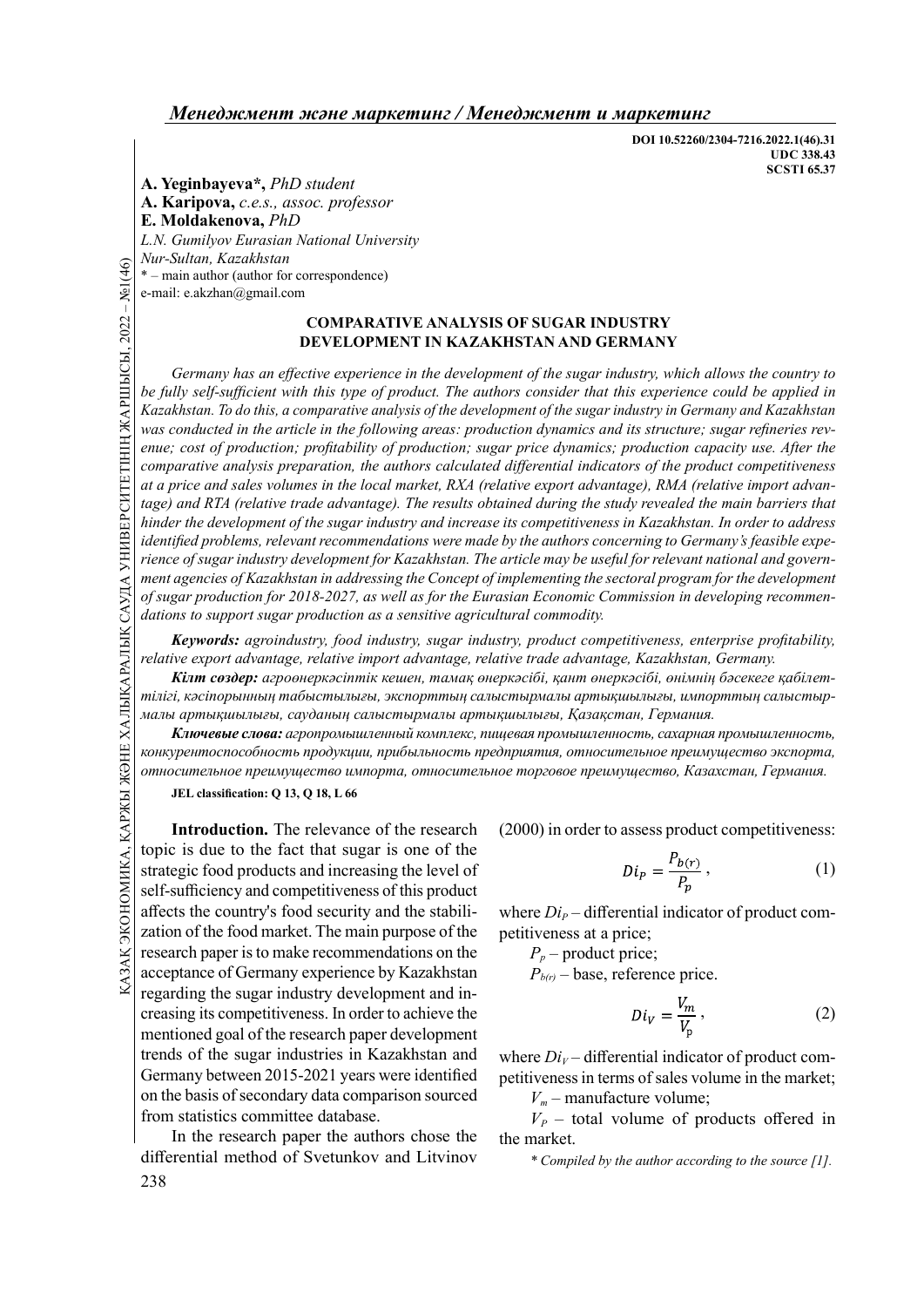DOI 10.52260/2304-7216.2022.1(46).31
UDC 338.43
SCSTI 65.37

**A. Yeginbayeva***, *PhD student*
**A. Karipova,** *c.e.s., assoc. professor*
**E. Moldakenova,** *PhD*
*L.N. Gumilyov Eurasian National University*
*Nur-Sultan, Kazakhstan*
\* – main author (author for correspondence)
e-mail: e.akzhan@gmail.com

## COMPARATIVE ANALYSIS OF SUGAR INDUSTRY DEVELOPMENT IN KAZAKHSTAN AND GERMANY

*Germany has an effective experience in the development of the sugar industry, which allows the country to be fully self-sufficient with this type of product. The authors consider that this experience could be applied in Kazakhstan. To do this, a comparative analysis of the development of the sugar industry in Germany and Kazakhstan was conducted in the article in the following areas: production dynamics and its structure; sugar refineries revenue; cost of production; profitability of production; sugar price dynamics; production capacity use. After the comparative analysis preparation, the authors calculated differential indicators of the product competitiveness at a price and sales volumes in the local market, RXA (relative export advantage), RMA (relative import advantage) and RTA (relative trade advantage). The results obtained during the study revealed the main barriers that hinder the development of the sugar industry and increase its competitiveness in Kazakhstan. In order to address identified problems, relevant recommendations were made by the authors concerning to Germany's feasible experience of sugar industry development for Kazakhstan. The article may be useful for relevant national and government agencies of Kazakhstan in addressing the Concept of implementing the sectoral program for the development of sugar production for 2018-2027, as well as for the Eurasian Economic Commission in developing recommendations to support sugar production as a sensitive agricultural commodity.*

***Keywords:*** *agroindustry, food industry, sugar industry, product competitiveness, enterprise profitability, relative export advantage, relative import advantage, relative trade advantage, Kazakhstan, Germany.*

***Кілт сөздер:*** *агроөнеркәсіптік кешен, тамақ өнеркәсібі, қант өнеркәсібі, өнімнің бәсекеге қабілеттілігі, кәсіпорынның табыстылығы, экспорттың салыстырмалы артықшылығы, импорттың салыстырмалы артықшылығы, сауданың салыстырмалы артықшылығы, Қазақстан, Германия.*

***Ключевые слова:*** *агропромышленный комплекс, пищевая промышленность, сахарная промышленность, конкурентоспособность продукции, прибыльность предприятия, относительное преимущество экспорта, относительное преимущество импорта, относительное торговое преимущество, Казахстан, Германия.*

**JEL classification: Q 13, Q 18, L 66**

**Introduction.** The relevance of the research topic is due to the fact that sugar is one of the strategic food products and increasing the level of self-sufficiency and competitiveness of this product affects the country's food security and the stabilization of the food market. The main purpose of the research paper is to make recommendations on the acceptance of Germany experience by Kazakhstan regarding the sugar industry development and increasing its competitiveness. In order to achieve the mentioned goal of the research paper development trends of the sugar industries in Kazakhstan and Germany between 2015-2021 years were identified on the basis of secondary data comparison sourced from statistics committee database.

In the research paper the authors chose the differential method of Svetunkov and Litvinov (2000) in order to assess product competitiveness:

$$Di_P = \frac{P_{b(r)}}{P_p}, \tag{1}$$

where $Di_P$ – differential indicator of product competitiveness at a price;

$P_p$ – product price;

$P_{b(r)}$ – base, reference price.

$$Di_V = \frac{V_m}{V_p}, \tag{2}$$

where $Di_V$ – differential indicator of product competitiveness in terms of sales volume in the market;

$V_m$ – manufacture volume;

$V_P$ – total volume of products offered in the market.

*\* Compiled by the author according to the source [1].*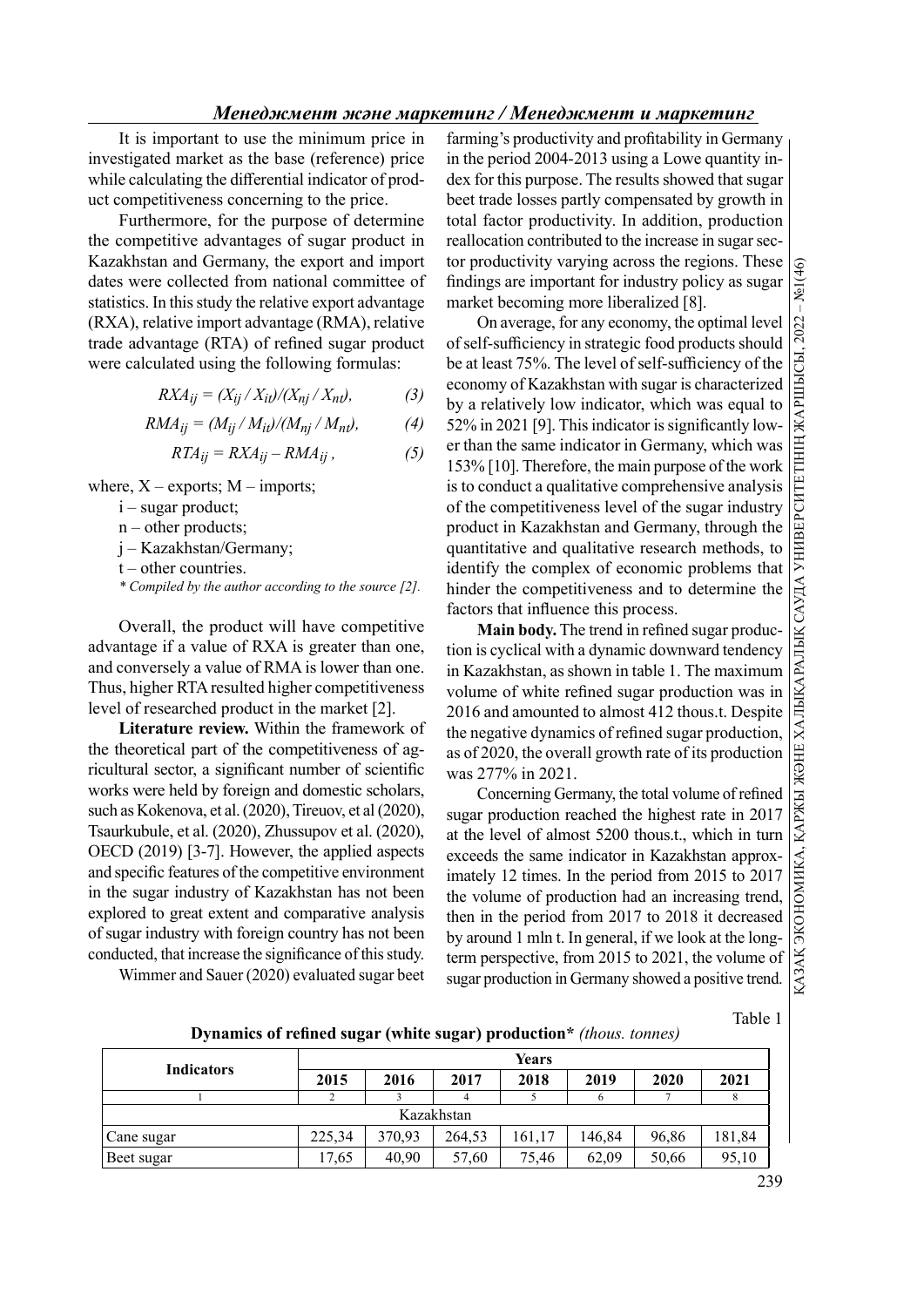It is important to use the minimum price in investigated market as the base (reference) price while calculating the differential indicator of product competitiveness concerning to the price.

Furthermore, for the purpose of determine the competitive advantages of sugar product in Kazakhstan and Germany, the export and import dates were collected from national committee of statistics. In this study the relative export advantage (RXA), relative import advantage (RMA), relative trade advantage (RTA) of refined sugar product were calculated using the following formulas:

$$RXA_{ij} = (X_{ij} / X_{it})/(X_{nj} / X_{nt}), \quad (3)$$

$$RMA_{ij} = (M_{ij} / M_{it})/(M_{nj} / M_{nt}), \quad (4)$$

$$RTA_{ij} = RXA_{ij} - RMA_{ij}, \quad (5)$$

where, X – exports; M – imports;

i – sugar product;

n – other products;

j – Kazakhstan/Germany;

t – other countries.

*\* Compiled by the author according to the source [2].*

Overall, the product will have competitive advantage if a value of RXA is greater than one, and conversely a value of RMA is lower than one. Thus, higher RTA resulted higher competitiveness level of researched product in the market [2].

**Literature review.** Within the framework of the theoretical part of the competitiveness of agricultural sector, a significant number of scientific works were held by foreign and domestic scholars, such as Kokenova, et al. (2020), Tireuov, et al (2020), Tsaurkubule, et al. (2020), Zhussupov et al. (2020), OECD (2019) [3-7]. However, the applied aspects and specific features of the competitive environment in the sugar industry of Kazakhstan has not been explored to great extent and comparative analysis of sugar industry with foreign country has not been conducted, that increase the significance of this study.

Wimmer and Sauer (2020) evaluated sugar beet farming's productivity and profitability in Germany in the period 2004-2013 using a Lowe quantity index for this purpose. The results showed that sugar beet trade losses partly compensated by growth in total factor productivity. In addition, production reallocation contributed to the increase in sugar sector productivity varying across the regions. These findings are important for industry policy as sugar market becoming more liberalized [8].

On average, for any economy, the optimal level of self-sufficiency in strategic food products should be at least 75%. The level of self-sufficiency of the economy of Kazakhstan with sugar is characterized by a relatively low indicator, which was equal to 52% in 2021 [9]. This indicator is significantly lower than the same indicator in Germany, which was 153% [10]. Therefore, the main purpose of the work is to conduct a qualitative comprehensive analysis of the competitiveness level of the sugar industry product in Kazakhstan and Germany, through the quantitative and qualitative research methods, to identify the complex of economic problems that hinder the competitiveness and to determine the factors that influence this process.

**Main body.** The trend in refined sugar production is cyclical with a dynamic downward tendency in Kazakhstan, as shown in table 1. The maximum volume of white refined sugar production was in 2016 and amounted to almost 412 thous.t. Despite the negative dynamics of refined sugar production, as of 2020, the overall growth rate of its production was 277% in 2021.

Concerning Germany, the total volume of refined sugar production reached the highest rate in 2017 at the level of almost 5200 thous.t., which in turn exceeds the same indicator in Kazakhstan approximately 12 times. In the period from 2015 to 2017 the volume of production had an increasing trend, then in the period from 2017 to 2018 it decreased by around 1 mln t. In general, if we look at the long-term perspective, from 2015 to 2021, the volume of sugar production in Germany showed a positive trend.

Table 1

**Dynamics of refined sugar (white sugar) production\*** *(thous. tonnes)*

| Indicators | Years | | | | | | |
|---|---|---|---|---|---|---|---|
| | 2015 | 2016 | 2017 | 2018 | 2019 | 2020 | 2021 |
| 1 | 2 | 3 | 4 | 5 | 6 | 7 | 8 |
| Kazakhstan | | | | | | | |
| Cane sugar | 225,34 | 370,93 | 264,53 | 161,17 | 146,84 | 96,86 | 181,84 |
| Beet sugar | 17,65 | 40,90 | 57,60 | 75,46 | 62,09 | 50,66 | 95,10 |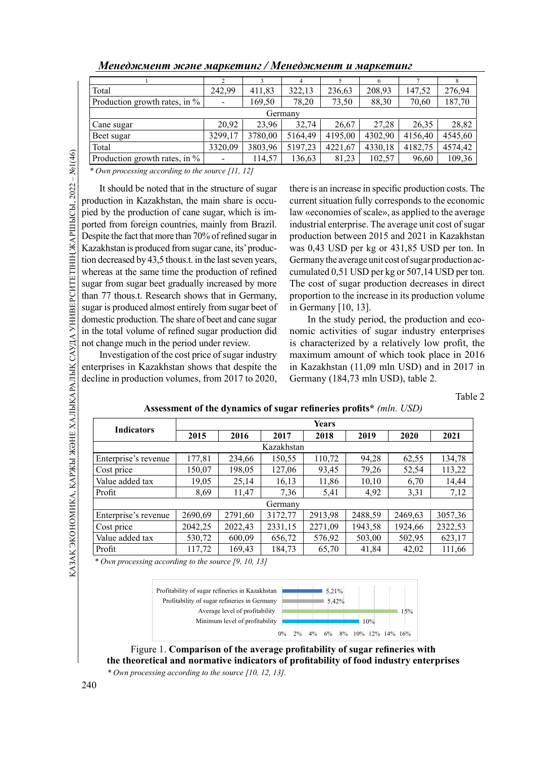| 1 | 2 | 3 | 4 | 5 | 6 | 7 | 8 |
|---|---|---|---|---|---|---|---|
| Total | 242,99 | 411,83 | 322,13 | 236,63 | 208,93 | 147,52 | 276,94 |
| Production growth rates, in % | - | 169,50 | 78,20 | 73,50 | 88,30 | 70,60 | 187,70 |
| Germany | | | | | | | |
| Cane sugar | 20,92 | 23,96 | 32,74 | 26,67 | 27,28 | 26,35 | 28,82 |
| Beet sugar | 3299,17 | 3780,00 | 5164,49 | 4195,00 | 4302,90 | 4156,40 | 4545,60 |
| Total | 3320,09 | 3803,96 | 5197,23 | 4221,67 | 4330,18 | 4182,75 | 4574,42 |
| Production growth rates, in % | - | 114,57 | 136,63 | 81,23 | 102,57 | 96,60 | 109,36 |

*\* Own processing according to the source [11, 12]*

It should be noted that in the structure of sugar production in Kazakhstan, the main share is occupied by the production of cane sugar, which is imported from foreign countries, mainly from Brazil. Despite the fact that more than 70% of refined sugar in Kazakhstan is produced from sugar cane, its' production decreased by 43,5 thous.t. in the last seven years, whereas at the same time the production of refined sugar from sugar beet gradually increased by more than 77 thous.t. Research shows that in Germany, sugar is produced almost entirely from sugar beet of domestic production. The share of beet and cane sugar in the total volume of refined sugar production did not change much in the period under review.

Investigation of the cost price of sugar industry enterprises in Kazakhstan shows that despite the decline in production volumes, from 2017 to 2020, there is an increase in specific production costs. The current situation fully corresponds to the economic law «economies of scale», as applied to the average industrial enterprise. The average unit cost of sugar production between 2015 and 2021 in Kazakhstan was 0,43 USD per kg or 431,85 USD per ton. In Germany the average unit cost of sugar production accumulated 0,51 USD per kg or 507,14 USD per ton. The cost of sugar production decreases in direct proportion to the increase in its production volume in Germany [10, 13].

In the study period, the production and economic activities of sugar industry enterprises is characterized by a relatively low profit, the maximum amount of which took place in 2016 in Kazakhstan (11,09 mln USD) and in 2017 in Germany (184,73 mln USD), table 2.

Table 2

**Assessment of the dynamics of sugar refineries profits\*** *(mln. USD)*

| Indicators | Years | | | | | | |
|---|---|---|---|---|---|---|---|
| | 2015 | 2016 | 2017 | 2018 | 2019 | 2020 | 2021 |
| Kazakhstan | | | | | | | |
| Enterprise's revenue | 177,81 | 234,66 | 150,55 | 110,72 | 94,28 | 62,55 | 134,78 |
| Cost price | 150,07 | 198,05 | 127,06 | 93,45 | 79,26 | 52,54 | 113,22 |
| Value added tax | 19,05 | 25,14 | 16,13 | 11,86 | 10,10 | 6,70 | 14,44 |
| Profit | 8,69 | 11,47 | 7,36 | 5,41 | 4,92 | 3,31 | 7,12 |
| Germany | | | | | | | |
| Enterprise's revenue | 2690,69 | 2791,60 | 3172,77 | 2913,98 | 2488,59 | 2469,63 | 3057,36 |
| Cost price | 2042,25 | 2022,43 | 2331,15 | 2271,09 | 1943,58 | 1924,66 | 2322,53 |
| Value added tax | 530,72 | 600,09 | 656,72 | 576,92 | 503,00 | 502,95 | 623,17 |
| Profit | 117,72 | 169,43 | 184,73 | 65,70 | 41,84 | 42,02 | 111,66 |

*\* Own processing according to the source [9, 10, 13]*

| Indicator | Value |
|---|---|
| Profitability of sugar refineries in Kazakhstan | 5,21% |
| Profitability of sugar refineries in Germany | 5,42% |
| Average level of profitability | 15% |
| Minimum level of profitability | 10% |

Figure 1. **Comparison of the average profitability of sugar refineries with the theoretical and normative indicators of profitability of food industry enterprises**

*\* Own processing according to the source [10, 12, 13].*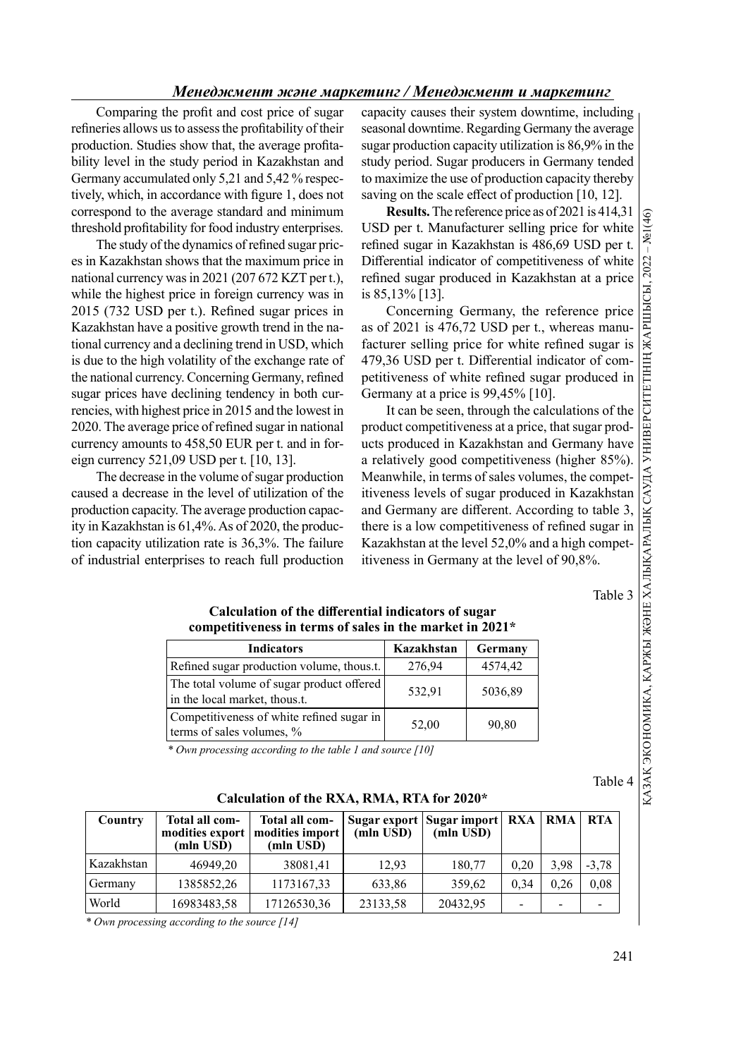Comparing the profit and cost price of sugar refineries allows us to assess the profitability of their production. Studies show that, the average profitability level in the study period in Kazakhstan and Germany accumulated only 5,21 and 5,42 % respectively, which, in accordance with figure 1, does not correspond to the average standard and minimum threshold profitability for food industry enterprises.

The study of the dynamics of refined sugar prices in Kazakhstan shows that the maximum price in national currency was in 2021 (207 672 KZT per t.), while the highest price in foreign currency was in 2015 (732 USD per t.). Refined sugar prices in Kazakhstan have a positive growth trend in the national currency and a declining trend in USD, which is due to the high volatility of the exchange rate of the national currency. Concerning Germany, refined sugar prices have declining tendency in both currencies, with highest price in 2015 and the lowest in 2020. The average price of refined sugar in national currency amounts to 458,50 EUR per t. and in foreign currency 521,09 USD per t. [10, 13].

The decrease in the volume of sugar production caused a decrease in the level of utilization of the production capacity. The average production capacity in Kazakhstan is 61,4%. As of 2020, the production capacity utilization rate is 36,3%. The failure of industrial enterprises to reach full production capacity causes their system downtime, including seasonal downtime. Regarding Germany the average sugar production capacity utilization is 86,9% in the study period. Sugar producers in Germany tended to maximize the use of production capacity thereby saving on the scale effect of production [10, 12].

**Results.** The reference price as of 2021 is 414,31 USD per t. Manufacturer selling price for white refined sugar in Kazakhstan is 486,69 USD per t. Differential indicator of competitiveness of white refined sugar produced in Kazakhstan at a price is 85,13% [13].

Concerning Germany, the reference price as of 2021 is 476,72 USD per t., whereas manufacturer selling price for white refined sugar is 479,36 USD per t. Differential indicator of competitiveness of white refined sugar produced in Germany at a price is 99,45% [10].

It can be seen, through the calculations of the product competitiveness at a price, that sugar products produced in Kazakhstan and Germany have a relatively good competitiveness (higher 85%). Meanwhile, in terms of sales volumes, the competitiveness levels of sugar produced in Kazakhstan and Germany are different. According to table 3, there is a low competitiveness of refined sugar in Kazakhstan at the level 52,0% and a high competitiveness in Germany at the level of 90,8%.

Table 3

**Calculation of the differential indicators of sugar competitiveness in terms of sales in the market in 2021\***

| Indicators | Kazakhstan | Germany |
|---|---|---|
| Refined sugar production volume, thous.t. | 276,94 | 4574,42 |
| The total volume of sugar product offered in the local market, thous.t. | 532,91 | 5036,89 |
| Competitiveness of white refined sugar in terms of sales volumes, % | 52,00 | 90,80 |

*\* Own processing according to the table 1 and source [10]*

Table 4

**Calculation of the RXA, RMA, RTA for 2020\***

| Country | Total all commodities export (mln USD) | Total all commodities import (mln USD) | Sugar export (mln USD) | Sugar import (mln USD) | RXA | RMA | RTA |
|---|---|---|---|---|---|---|---|
| Kazakhstan | 46949,20 | 38081,41 | 12,93 | 180,77 | 0,20 | 3,98 | -3,78 |
| Germany | 1385852,26 | 1173167,33 | 633,86 | 359,62 | 0,34 | 0,26 | 0,08 |
| World | 16983483,58 | 17126530,36 | 23133,58 | 20432,95 | - | - | - |

*\* Own processing according to the source [14]*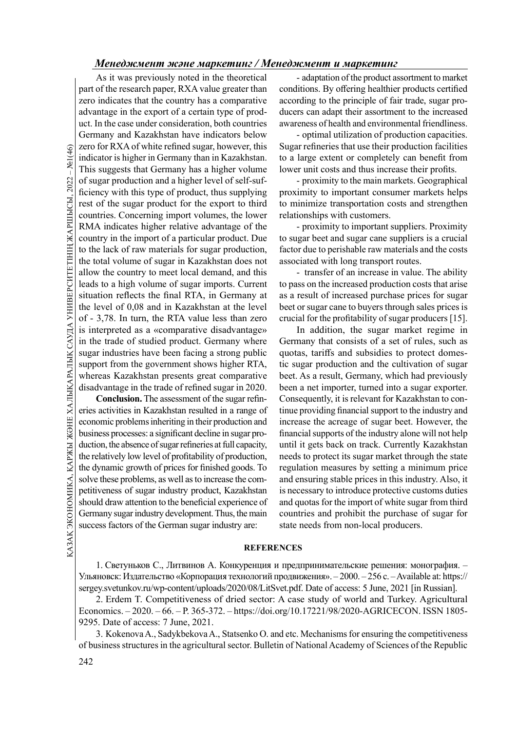As it was previously noted in the theoretical part of the research paper, RXA value greater than zero indicates that the country has a comparative advantage in the export of a certain type of product. In the case under consideration, both countries Germany and Kazakhstan have indicators below zero for RXA of white refined sugar, however, this indicator is higher in Germany than in Kazakhstan. This suggests that Germany has a higher volume of sugar production and a higher level of self-sufficiency with this type of product, thus supplying rest of the sugar product for the export to third countries. Concerning import volumes, the lower RMA indicates higher relative advantage of the country in the import of a particular product. Due to the lack of raw materials for sugar production, the total volume of sugar in Kazakhstan does not allow the country to meet local demand, and this leads to a high volume of sugar imports. Current situation reflects the final RTA, in Germany at the level of 0,08 and in Kazakhstan at the level of - 3,78. In turn, the RTA value less than zero is interpreted as a «comparative disadvantage» in the trade of studied product. Germany where sugar industries have been facing a strong public support from the government shows higher RTA, whereas Kazakhstan presents great comparative disadvantage in the trade of refined sugar in 2020.

**Conclusion.** The assessment of the sugar refineries activities in Kazakhstan resulted in a range of economic problems inheriting in their production and business processes: a significant decline in sugar production, the absence of sugar refineries at full capacity, the relatively low level of profitability of production, the dynamic growth of prices for finished goods. To solve these problems, as well as to increase the competitiveness of sugar industry product, Kazakhstan should draw attention to the beneficial experience of Germany sugar industry development. Thus, the main success factors of the German sugar industry are:

- adaptation of the product assortment to market conditions. By offering healthier products certified according to the principle of fair trade, sugar producers can adapt their assortment to the increased awareness of health and environmental friendliness.
- optimal utilization of production capacities. Sugar refineries that use their production facilities to a large extent or completely can benefit from lower unit costs and thus increase their profits.
- proximity to the main markets. Geographical proximity to important consumer markets helps to minimize transportation costs and strengthen relationships with customers.
- proximity to important suppliers. Proximity to sugar beet and sugar cane suppliers is a crucial factor due to perishable raw materials and the costs associated with long transport routes.
- transfer of an increase in value. The ability to pass on the increased production costs that arise as a result of increased purchase prices for sugar beet or sugar cane to buyers through sales prices is crucial for the profitability of sugar producers [15].

In addition, the sugar market regime in Germany that consists of a set of rules, such as quotas, tariffs and subsidies to protect domestic sugar production and the cultivation of sugar beet. As a result, Germany, which had previously been a net importer, turned into a sugar exporter. Consequently, it is relevant for Kazakhstan to continue providing financial support to the industry and increase the acreage of sugar beet. However, the financial supports of the industry alone will not help until it gets back on track. Currently Kazakhstan needs to protect its sugar market through the state regulation measures by setting a minimum price and ensuring stable prices in this industry. Also, it is necessary to introduce protective customs duties and quotas for the import of white sugar from third countries and prohibit the purchase of sugar for state needs from non-local producers.

## REFERENCES

1. Светуньков С., Литвинов А. Конкуренция и предпринимательские решения: монография. – Ульяновск: Издательство «Корпорация технологий продвижения». – 2000. – 256 с. – Available at: https://sergey.svetunkov.ru/wp-content/uploads/2020/08/LitSvet.pdf. Date of access: 5 June, 2021 [in Russian].

2. Erdem T. Competitiveness of dried sector: A case study of world and Turkey. Agricultural Economics. – 2020. – 66. – P. 365-372. – https://doi.org/10.17221/98/2020-AGRICECON. ISSN 1805-9295. Date of access: 7 June, 2021.

3. Kokenova A., Sadykbekova A., Statsenko O. and etc. Mechanisms for ensuring the competitiveness of business structures in the agricultural sector. Bulletin of National Academy of Sciences of the Republic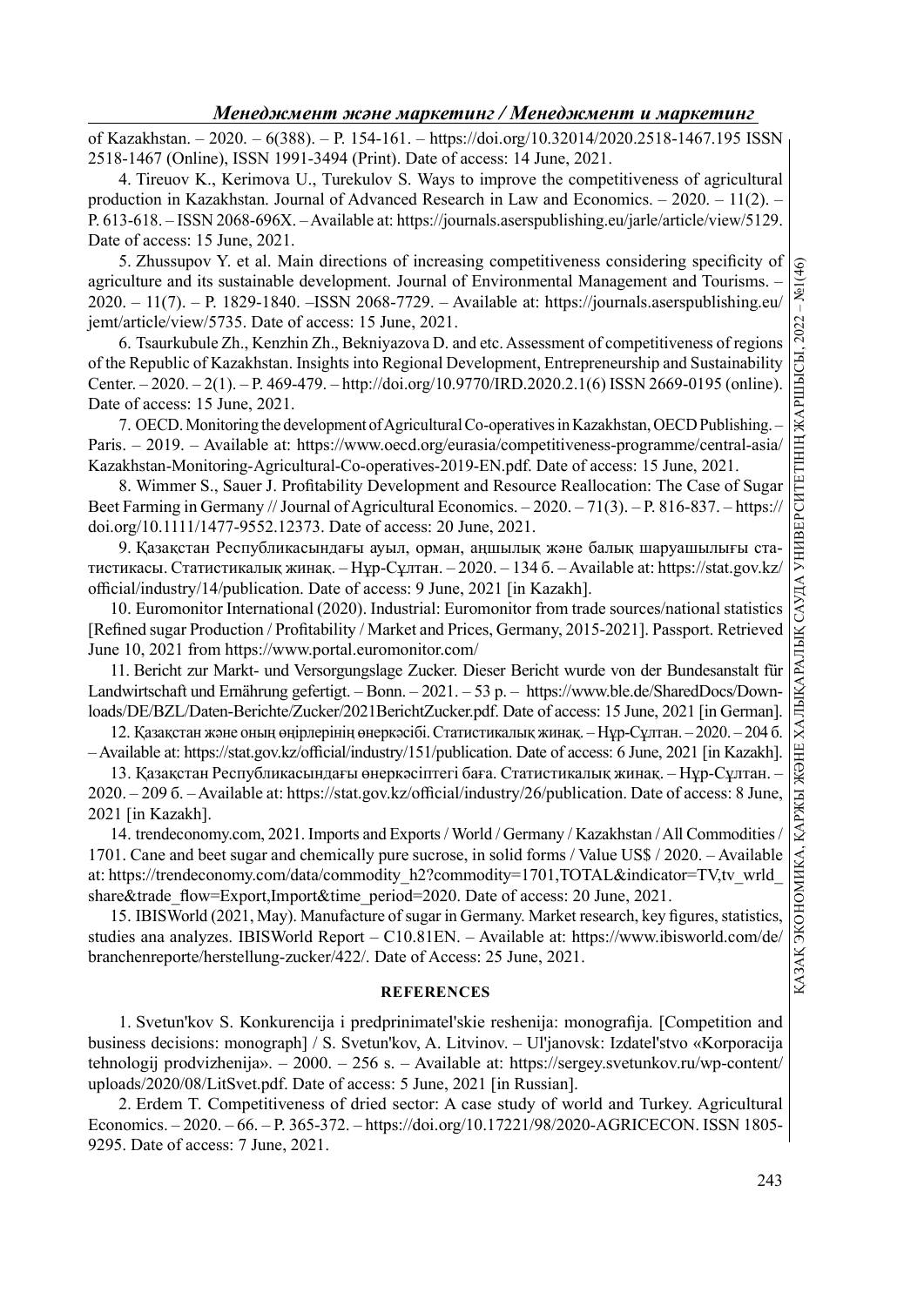of Kazakhstan. – 2020. – 6(388). – P. 154-161. – https://doi.org/10.32014/2020.2518-1467.195 ISSN 2518-1467 (Online), ISSN 1991-3494 (Print). Date of access: 14 June, 2021.

4. Tireuov K., Kerimova U., Turekulov S. Ways to improve the competitiveness of agricultural production in Kazakhstan. Journal of Advanced Research in Law and Economics. – 2020. – 11(2). – P. 613-618. – ISSN 2068-696X. – Available at: https://journals.aserspublishing.eu/jarle/article/view/5129. Date of access: 15 June, 2021.

5. Zhussupov Y. et al. Main directions of increasing competitiveness considering specificity of agriculture and its sustainable development. Journal of Environmental Management and Tourisms. – 2020. – 11(7). – P. 1829-1840. –ISSN 2068-7729. – Available at: https://journals.aserspublishing.eu/jemt/article/view/5735. Date of access: 15 June, 2021.

6. Tsaurkubule Zh., Kenzhin Zh., Bekniyazova D. and etc. Assessment of competitiveness of regions of the Republic of Kazakhstan. Insights into Regional Development, Entrepreneurship and Sustainability Center. – 2020. – 2(1). – P. 469-479. – http://doi.org/10.9770/IRD.2020.2.1(6) ISSN 2669-0195 (online). Date of access: 15 June, 2021.

7. OECD. Monitoring the development of Agricultural Co-operatives in Kazakhstan, OECD Publishing. – Paris. – 2019. – Available at: https://www.oecd.org/eurasia/competitiveness-programme/central-asia/Kazakhstan-Monitoring-Agricultural-Co-operatives-2019-EN.pdf. Date of access: 15 June, 2021.

8. Wimmer S., Sauer J. Profitability Development and Resource Reallocation: The Case of Sugar Beet Farming in Germany // Journal of Agricultural Economics. – 2020. – 71(3). – P. 816-837. – https://doi.org/10.1111/1477-9552.12373. Date of access: 20 June, 2021.

9. Қазақстан Республикасындағы ауыл, орман, аңшылық және балық шаруашылығы статистикасы. Статистикалық жинақ. – Нұр-Сұлтан. – 2020. – 134 б. – Available at: https://stat.gov.kz/official/industry/14/publication. Date of access: 9 June, 2021 [in Kazakh].

10. Euromonitor International (2020). Industrial: Euromonitor from trade sources/national statistics [Refined sugar Production / Profitability / Market and Prices, Germany, 2015-2021]. Passport. Retrieved June 10, 2021 from https://www.portal.euromonitor.com/

11. Bericht zur Markt- und Versorgungslage Zucker. Dieser Bericht wurde von der Bundesanstalt für Landwirtschaft und Ernährung gefertigt. – Bonn. – 2021. – 53 p. – https://www.ble.de/SharedDocs/Downloads/DE/BZL/Daten-Berichte/Zucker/2021BerichtZucker.pdf. Date of access: 15 June, 2021 [in German].

12. Қазақстан және оның өңірлерінің өнеркәсібі. Статистикалық жинақ. – Нұр-Сұлтан. – 2020. – 204 б. – Available at: https://stat.gov.kz/official/industry/151/publication. Date of access: 6 June, 2021 [in Kazakh].

13. Қазақстан Республикасындағы өнеркәсіптегі баға. Статистикалық жинақ. – Нұр-Сұлтан. – 2020. – 209 б. – Available at: https://stat.gov.kz/official/industry/26/publication. Date of access: 8 June, 2021 [in Kazakh].

14. trendeconomy.com, 2021. Imports and Exports / World / Germany / Kazakhstan / All Commodities / 1701. Cane and beet sugar and chemically pure sucrose, in solid forms / Value US$ / 2020. – Available at: https://trendeconomy.com/data/commodity_h2?commodity=1701,TOTAL&indicator=TV,tv_wrld_share&trade_flow=Export,Import&time_period=2020. Date of access: 20 June, 2021.

15. IBISWorld (2021, May). Manufacture of sugar in Germany. Market research, key figures, statistics, studies ana analyzes. IBISWorld Report – C10.81EN. – Available at: https://www.ibisworld.com/de/branchenreporte/herstellung-zucker/422/. Date of Access: 25 June, 2021.

## REFERENCES

1. Svetun'kov S. Konkurencija i predprinimatel'skie reshenija: monografija. [Competition and business decisions: monograph] / S. Svetun'kov, A. Litvinov. – Ul'janovsk: Izdatel'stvo «Korporacija tehnologij prodvizhenija». – 2000. – 256 s. – Available at: https://sergey.svetunkov.ru/wp-content/uploads/2020/08/LitSvet.pdf. Date of access: 5 June, 2021 [in Russian].

2. Erdem T. Competitiveness of dried sector: A case study of world and Turkey. Agricultural Economics. – 2020. – 66. – P. 365-372. – https://doi.org/10.17221/98/2020-AGRICECON. ISSN 1805-9295. Date of access: 7 June, 2021.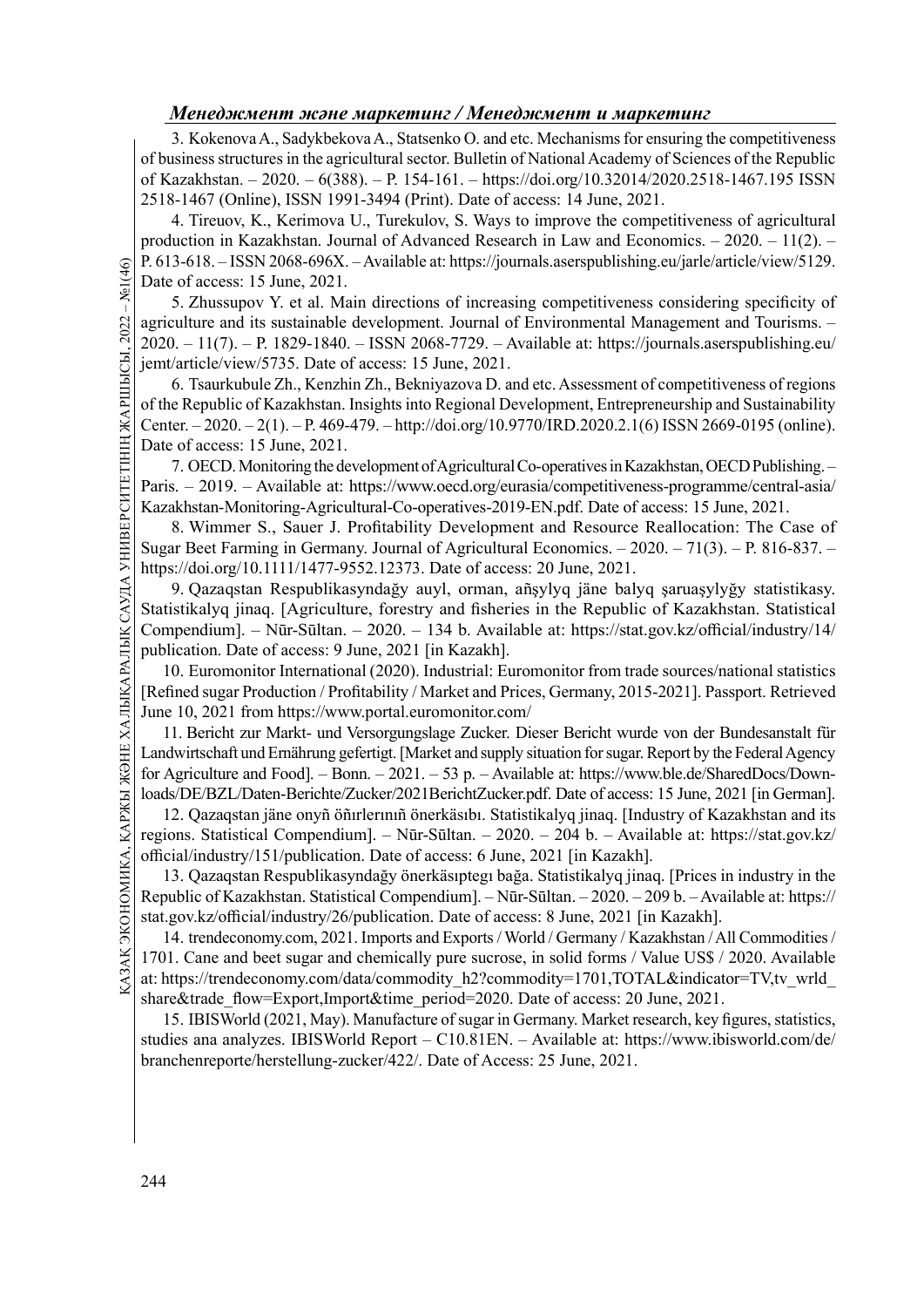3. Kokenova A., Sadykbekova A., Statsenko O. and etc. Mechanisms for ensuring the competitiveness of business structures in the agricultural sector. Bulletin of National Academy of Sciences of the Republic of Kazakhstan. – 2020. – 6(388). – P. 154-161. – https://doi.org/10.32014/2020.2518-1467.195 ISSN 2518-1467 (Online), ISSN 1991-3494 (Print). Date of access: 14 June, 2021.

4. Tireuov, K., Kerimova U., Turekulov, S. Ways to improve the competitiveness of agricultural production in Kazakhstan. Journal of Advanced Research in Law and Economics. – 2020. – 11(2). – P. 613-618. – ISSN 2068-696X. – Available at: https://journals.aserspublishing.eu/jarle/article/view/5129. Date of access: 15 June, 2021.

5. Zhussupov Y. et al. Main directions of increasing competitiveness considering specificity of agriculture and its sustainable development. Journal of Environmental Management and Tourisms. – 2020. – 11(7). – P. 1829-1840. – ISSN 2068-7729. – Available at: https://journals.aserspublishing.eu/jemt/article/view/5735. Date of access: 15 June, 2021.

6. Tsaurkubule Zh., Kenzhin Zh., Bekniyazova D. and etc. Assessment of competitiveness of regions of the Republic of Kazakhstan. Insights into Regional Development, Entrepreneurship and Sustainability Center. – 2020. – 2(1). – P. 469-479. – http://doi.org/10.9770/IRD.2020.2.1(6) ISSN 2669-0195 (online). Date of access: 15 June, 2021.

7. OECD. Monitoring the development of Agricultural Co-operatives in Kazakhstan, OECD Publishing. – Paris. – 2019. – Available at: https://www.oecd.org/eurasia/competitiveness-programme/central-asia/Kazakhstan-Monitoring-Agricultural-Co-operatives-2019-EN.pdf. Date of access: 15 June, 2021.

8. Wimmer S., Sauer J. Profitability Development and Resource Reallocation: The Case of Sugar Beet Farming in Germany. Journal of Agricultural Economics. – 2020. – 71(3). – P. 816-837. – https://doi.org/10.1111/1477-9552.12373. Date of access: 20 June, 2021.

9. Qazaqstan Respublikasyndağy auyl, orman, añşylyq jäne balyq şaruaşylyğy statistikasy. Statistikalyq jinaq. [Agriculture, forestry and fisheries in the Republic of Kazakhstan. Statistical Compendium]. – Nūr-Sūltan. – 2020. – 134 b. Available at: https://stat.gov.kz/official/industry/14/publication. Date of access: 9 June, 2021 [in Kazakh].

10. Euromonitor International (2020). Industrial: Euromonitor from trade sources/national statistics [Refined sugar Production / Profitability / Market and Prices, Germany, 2015-2021]. Passport. Retrieved June 10, 2021 from https://www.portal.euromonitor.com/

11. Bericht zur Markt- und Versorgungslage Zucker. Dieser Bericht wurde von der Bundesanstalt für Landwirtschaft und Ernährung gefertigt. [Market and supply situation for sugar. Report by the Federal Agency for Agriculture and Food]. – Bonn. – 2021. – 53 p. – Available at: https://www.ble.de/SharedDocs/Downloads/DE/BZL/Daten-Berichte/Zucker/2021BerichtZucker.pdf. Date of access: 15 June, 2021 [in German].

12. Qazaqstan jäne onyñ öñırlerınıñ önerkäsıbı. Statistikalyq jinaq. [Industry of Kazakhstan and its regions. Statistical Compendium]. – Nūr-Sūltan. – 2020. – 204 b. – Available at: https://stat.gov.kz/official/industry/151/publication. Date of access: 6 June, 2021 [in Kazakh].

13. Qazaqstan Respublikasyndağy önerkäsıptegı bağa. Statistikalyq jinaq. [Prices in industry in the Republic of Kazakhstan. Statistical Compendium]. – Nūr-Sūltan. – 2020. – 209 b. – Available at: https://stat.gov.kz/official/industry/26/publication. Date of access: 8 June, 2021 [in Kazakh].

14. trendeconomy.com, 2021. Imports and Exports / World / Germany / Kazakhstan / All Commodities / 1701. Cane and beet sugar and chemically pure sucrose, in solid forms / Value US$ / 2020. Available at: https://trendeconomy.com/data/commodity_h2?commodity=1701,TOTAL&indicator=TV,tv_wrld_share&trade_flow=Export,Import&time_period=2020. Date of access: 20 June, 2021.

15. IBISWorld (2021, May). Manufacture of sugar in Germany. Market research, key figures, statistics, studies ana analyzes. IBISWorld Report – C10.81EN. – Available at: https://www.ibisworld.com/de/branchenreporte/herstellung-zucker/422/. Date of Access: 25 June, 2021.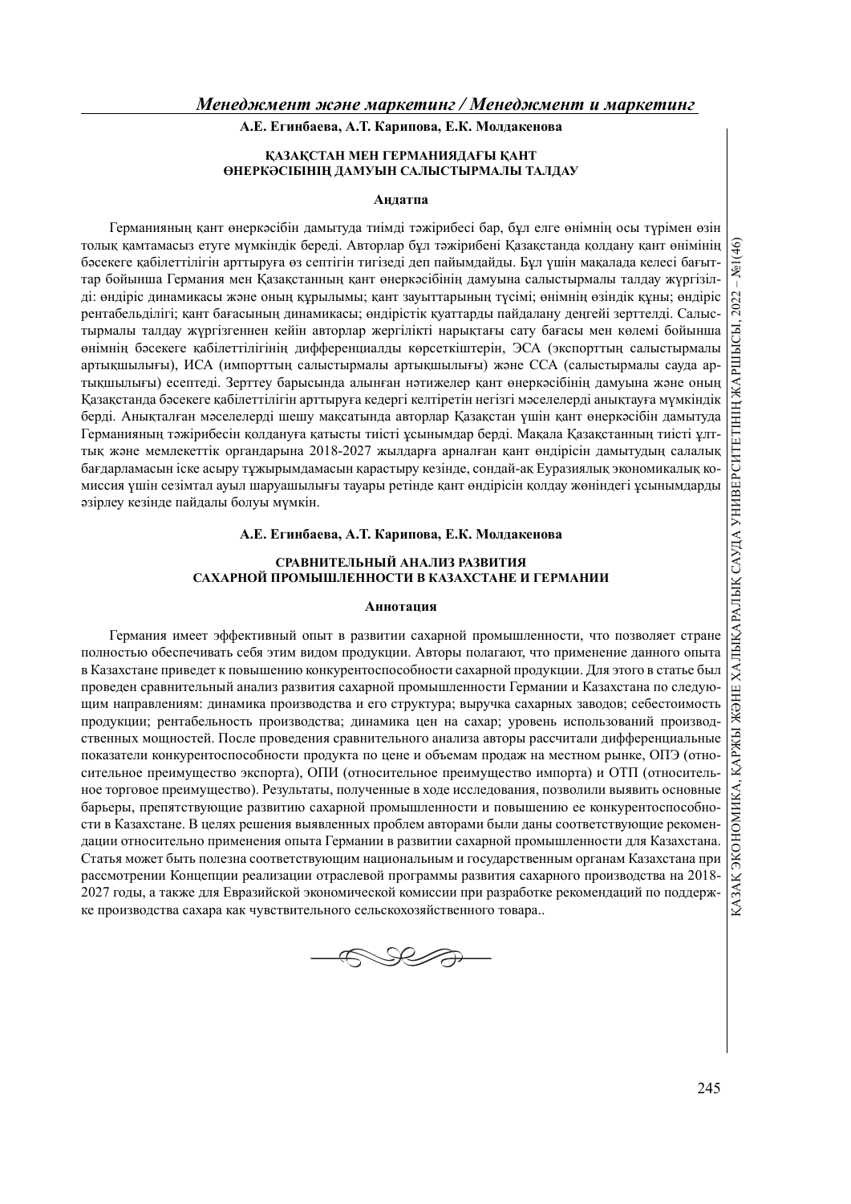**А.Е. Егинбаева, А.Т. Карипова, Е.К. Молдакенова**

### ҚАЗАҚСТАН МЕН ГЕРМАНИЯДАҒЫ ҚАНТ ӨНЕРКӘСІБІНІҢ ДАМУЫН САЛЫСТЫРМАЛЫ ТАЛДАУ

**Аңдатпа**

Германияның қант өнеркәсібін дамытуда тиімді тәжірибесі бар, бұл елге өнімнің осы түрімен өзін толық қамтамасыз етуге мүмкіндік береді. Авторлар бұл тәжірибені Қазақстанда қолдану қант өнімінің бәсекеге қабілеттілігін арттыруға өз септігін тигізеді деп пайымдайды. Бұл үшін мақалада келесі бағыттар бойынша Германия мен Қазақстанның қант өнеркәсібінің дамуына салыстырмалы талдау жүргізілді: өндіріс динамикасы және оның құрылымы; қант зауыттарының түсімі; өнімнің өзіндік құны; өндіріс рентабельділігі; қант бағасының динамикасы; өндірістік қуаттарды пайдалану деңгейі зерттелді. Салыстырмалы талдау жүргізгеннен кейін авторлар жергілікті нарықтағы сату бағасы мен көлемі бойынша өнімнің бәсекеге қабілеттілігінің дифференциалды көрсеткіштерін, ЭСА (экспорттың салыстырмалы артықшылығы), ИСА (импорттың салыстырмалы артықшылығы) және ССА (салыстырмалы сауда артықшылығы) есептеді. Зерттеу барысында алынған нәтижелер қант өнеркәсібінің дамуына және оның Қазақстанда бәсекеге қабілеттілігін арттыруға кедергі келтіретін негізгі мәселелерді анықтауға мүмкіндік берді. Анықталған мәселелерді шешу мақсатында авторлар Қазақстан үшін қант өнеркәсібін дамытуда Германияның тәжірибесін қолдануға қатысты тиісті ұсынымдар берді. Мақала Қазақстанның тиісті ұлттық және мемлекеттік органдарына 2018-2027 жылдарға арналған қант өндірісін дамытудың салалық бағдарламасын іске асыру тұжырымдамасын қарастыру кезінде, сондай-ақ Еуразиялық экономикалық комиссия үшін сезімтал ауыл шаруашылығы тауары ретінде қант өндірісін қолдау жөніндегі ұсынымдарды әзірлеу кезінде пайдалы болуы мүмкін.

**А.Е. Егинбаева, А.Т. Карипова, Е.К. Молдакенова**

### СРАВНИТЕЛЬНЫЙ АНАЛИЗ РАЗВИТИЯ САХАРНОЙ ПРОМЫШЛЕННОСТИ В КАЗАХСТАНЕ И ГЕРМАНИИ

**Аннотация**

Германия имеет эффективный опыт в развитии сахарной промышленности, что позволяет стране полностью обеспечивать себя этим видом продукции. Авторы полагают, что применение данного опыта в Казахстане приведет к повышению конкурентоспособности сахарной продукции. Для этого в статье был проведен сравнительный анализ развития сахарной промышленности Германии и Казахстана по следующим направлениям: динамика производства и его структура; выручка сахарных заводов; себестоимость продукции; рентабельность производства; динамика цен на сахар; уровень использований производственных мощностей. После проведения сравнительного анализа авторы рассчитали дифференциальные показатели конкурентоспособности продукта по цене и объемам продаж на местном рынке, ОПЭ (относительное преимущество экспорта), ОПИ (относительное преимущество импорта) и ОТП (относительное торговое преимущество). Результаты, полученные в ходе исследования, позволили выявить основные барьеры, препятствующие развитию сахарной промышленности и повышению ее конкурентоспособности в Казахстане. В целях решения выявленных проблем авторами были даны соответствующие рекомендации относительно применения опыта Германии в развитии сахарной промышленности для Казахстана. Статья может быть полезна соответствующим национальным и государственным органам Казахстана при рассмотрении Концепции реализации отраслевой программы развития сахарного производства на 2018-2027 годы, а также для Евразийской экономической комиссии при разработке рекомендаций по поддержке производства сахара как чувствительного сельскохозяйственного товара..